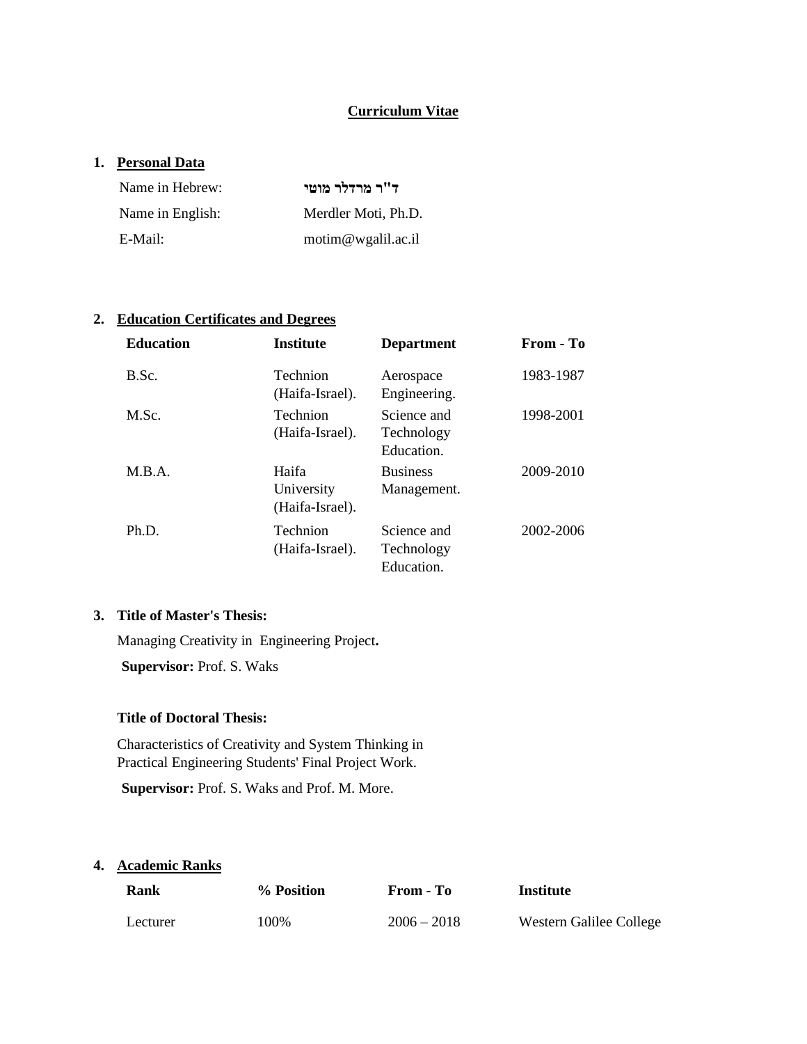# Curriculum Vitae

## 1. Personal Data

| | |
|---|---|
| Name in Hebrew: | **ד"ר מרדלר מוטי** |
| Name in English: | Merdler Moti, Ph.D. |
| E-Mail: | motim@wgalil.ac.il |

## 2. Education Certificates and Degrees

| Education | Institute | Department | From - To |
|---|---|---|---|
| B.Sc. | Technion (Haifa-Israel). | Aerospace Engineering. | 1983-1987 |
| M.Sc. | Technion (Haifa-Israel). | Science and Technology Education. | 1998-2001 |
| M.B.A. | Haifa University (Haifa-Israel). | Business Management. | 2009-2010 |
| Ph.D. | Technion (Haifa-Israel). | Science and Technology Education. | 2002-2006 |

## 3. Title of Master's Thesis:

Managing Creativity in Engineering Project**.**

**Supervisor:** Prof. S. Waks

**Title of Doctoral Thesis:**

Characteristics of Creativity and System Thinking in Practical Engineering Students' Final Project Work.

**Supervisor:** Prof. S. Waks and Prof. M. More.

## 4. Academic Ranks

| Rank | % Position | From - To | Institute |
|---|---|---|---|
| Lecturer | 100% | 2006 – 2018 | Western Galilee College |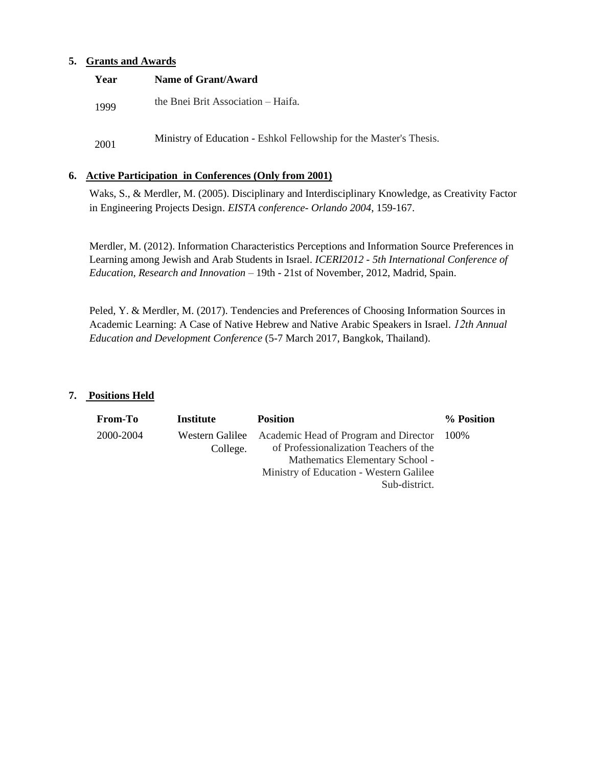## 5. Grants and Awards

| Year | Name of Grant/Award |
| --- | --- |
| 1999 | the Bnei Brit Association – Haifa. |
| 2001 | Ministry of Education - Eshkol Fellowship for the Master's Thesis. |

## 6. Active Participation in Conferences (Only from 2001)

Waks, S., & Merdler, M. (2005). Disciplinary and Interdisciplinary Knowledge, as Creativity Factor in Engineering Projects Design. *EISTA conference- Orlando 2004*, 159-167.

Merdler, M. (2012). Information Characteristics Perceptions and Information Source Preferences in Learning among Jewish and Arab Students in Israel. *ICERI2012 - 5th International Conference of Education, Research and Innovation* – 19th - 21st of November, 2012, Madrid, Spain.

Peled, Y. & Merdler, M. (2017). Tendencies and Preferences of Choosing Information Sources in Academic Learning: A Case of Native Hebrew and Native Arabic Speakers in Israel. *12th Annual Education and Development Conference* (5-7 March 2017, Bangkok, Thailand).

## 7. Positions Held

| From-To | Institute | Position | % Position |
| --- | --- | --- | --- |
| 2000-2004 | Western Galilee College. | Academic Head of Program and Director of Professionalization Teachers of the Mathematics Elementary School - Ministry of Education - Western Galilee Sub-district. | 100% |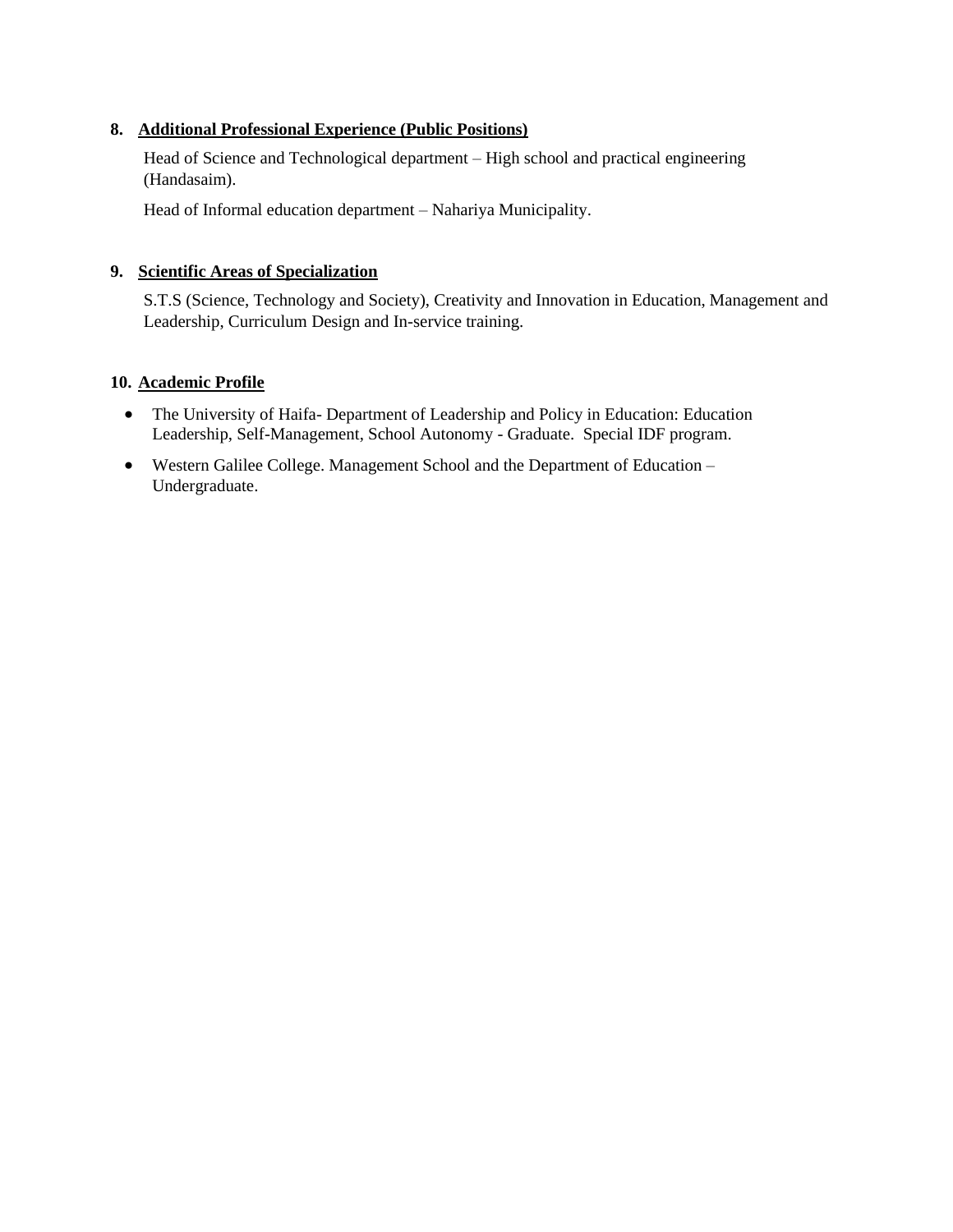## 8. Additional Professional Experience (Public Positions)

Head of Science and Technological department – High school and practical engineering (Handasaim).

Head of Informal education department – Nahariya Municipality.

## 9. Scientific Areas of Specialization

S.T.S (Science, Technology and Society), Creativity and Innovation in Education, Management and Leadership, Curriculum Design and In-service training.

## 10. Academic Profile

- The University of Haifa- Department of Leadership and Policy in Education: Education Leadership, Self-Management, School Autonomy - Graduate. Special IDF program.
- Western Galilee College. Management School and the Department of Education – Undergraduate.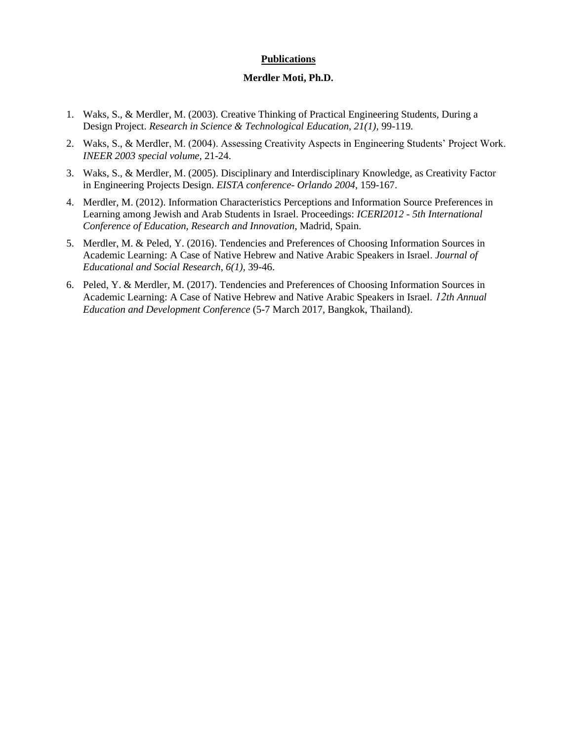**<u>Publications</u>**

**Merdler Moti, Ph.D.**

1. Waks, S., & Merdler, M. (2003). Creative Thinking of Practical Engineering Students, During a Design Project. *Research in Science & Technological Education, 21(1),* 99-119.
2. Waks, S., & Merdler, M. (2004). Assessing Creativity Aspects in Engineering Students' Project Work. *INEER 2003 special volume*, 21-24.
3. Waks, S., & Merdler, M. (2005). Disciplinary and Interdisciplinary Knowledge, as Creativity Factor in Engineering Projects Design. *EISTA conference- Orlando 2004*, 159-167.
4. Merdler, M. (2012). Information Characteristics Perceptions and Information Source Preferences in Learning among Jewish and Arab Students in Israel. Proceedings: *ICERI2012 - 5th International Conference of Education, Research and Innovation*, Madrid, Spain.
5. Merdler, M. & Peled, Y. (2016). Tendencies and Preferences of Choosing Information Sources in Academic Learning: A Case of Native Hebrew and Native Arabic Speakers in Israel. *Journal of Educational and Social Research, 6(1),* 39-46.
6. Peled, Y. & Merdler, M. (2017). Tendencies and Preferences of Choosing Information Sources in Academic Learning: A Case of Native Hebrew and Native Arabic Speakers in Israel. *12th Annual Education and Development Conference* (5-7 March 2017, Bangkok, Thailand).